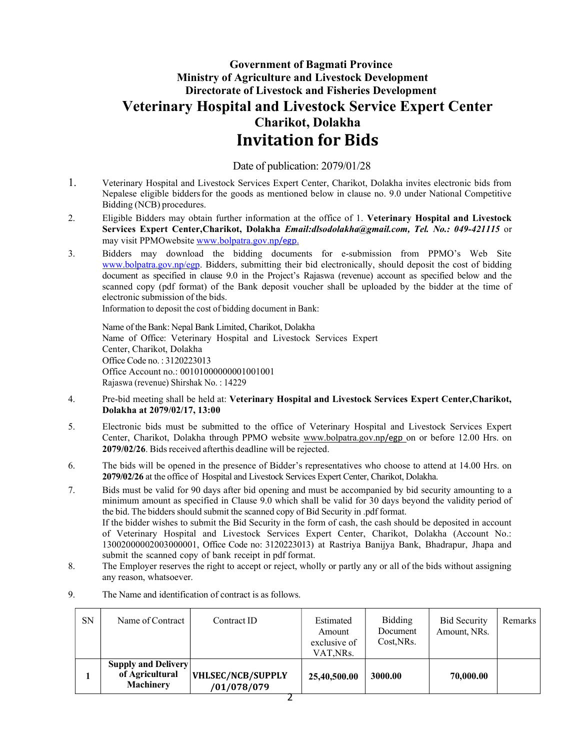**Government of Bagmati Province**
**Ministry of Agriculture and Livestock Development**
**Directorate of Livestock and Fisheries Development**

# Veterinary Hospital and Livestock Service Expert Center

## Charikot, Dolakha

# Invitation for Bids

Date of publication: 2079/01/28

1. Veterinary Hospital and Livestock Services Expert Center, Charikot, Dolakha invites electronic bids from Nepalese eligible bidders for the goods as mentioned below in clause no. 9.0 under National Competitive Bidding (NCB) procedures.

2. Eligible Bidders may obtain further information at the office of 1. **Veterinary Hospital and Livestock Services Expert Center,Charikot, Dolakha** ***Email:dlsodolakha@gmail.com, Tel. No.: 049-421115*** or may visit PPMOwebsite www.bolpatra.gov.np/egp.

3. Bidders may download the bidding documents for e-submission from PPMO's Web Site www.bolpatra.gov.np/egp. Bidders, submitting their bid electronically, should deposit the cost of bidding document as specified in clause 9.0 in the Project's Rajaswa (revenue) account as specified below and the scanned copy (pdf format) of the Bank deposit voucher shall be uploaded by the bidder at the time of electronic submission of the bids.
   Information to deposit the cost of bidding document in Bank:

   Name of the Bank: Nepal Bank Limited, Charikot, Dolakha
   Name of Office: Veterinary Hospital and Livestock Services Expert Center, Charikot, Dolakha
   Office Code no. : 3120223013
   Office Account no.: 00101000000001001001
   Rajaswa (revenue) Shirshak No. : 14229

4. Pre-bid meeting shall be held at: **Veterinary Hospital and Livestock Services Expert Center,Charikot, Dolakha at 2079/02/17, 13:00**

5. Electronic bids must be submitted to the office of Veterinary Hospital and Livestock Services Expert Center, Charikot, Dolakha through PPMO website www.bolpatra.gov.np/egp on or before 12.00 Hrs. on **2079/02/26**. Bids received afterthis deadline will be rejected.

6. The bids will be opened in the presence of Bidder's representatives who choose to attend at 14.00 Hrs. on **2079/02/26** at the office of Hospital and Livestock Services Expert Center, Charikot, Dolakha.

7. Bids must be valid for 90 days after bid opening and must be accompanied by bid security amounting to a minimum amount as specified in Clause 9.0 which shall be valid for 30 days beyond the validity period of the bid. The bidders should submit the scanned copy of Bid Security in .pdf format.
   If the bidder wishes to submit the Bid Security in the form of cash, the cash should be deposited in account of Veterinary Hospital and Livestock Services Expert Center, Charikot, Dolakha (Account No.: 13002000002003000001, Office Code no: 3120223013) at Rastriya Banijya Bank, Bhadrapur, Jhapa and submit the scanned copy of bank receipt in pdf format.

8. The Employer reserves the right to accept or reject, wholly or partly any or all of the bids without assigning any reason, whatsoever.

9. The Name and identification of contract is as follows.

| SN | Name of Contract | Contract ID | Estimated Amount exclusive of VAT,NRs. | Bidding Document Cost,NRs. | Bid Security Amount, NRs. | Remarks |
|---|---|---|---|---|---|---|
| **1** | **Supply and Delivery of Agricultural Machinery** | **VHLSEC/NCB/SUPPLY /01/078/079** | **25,40,500.00** | **3000.00** | **70,000.00** | |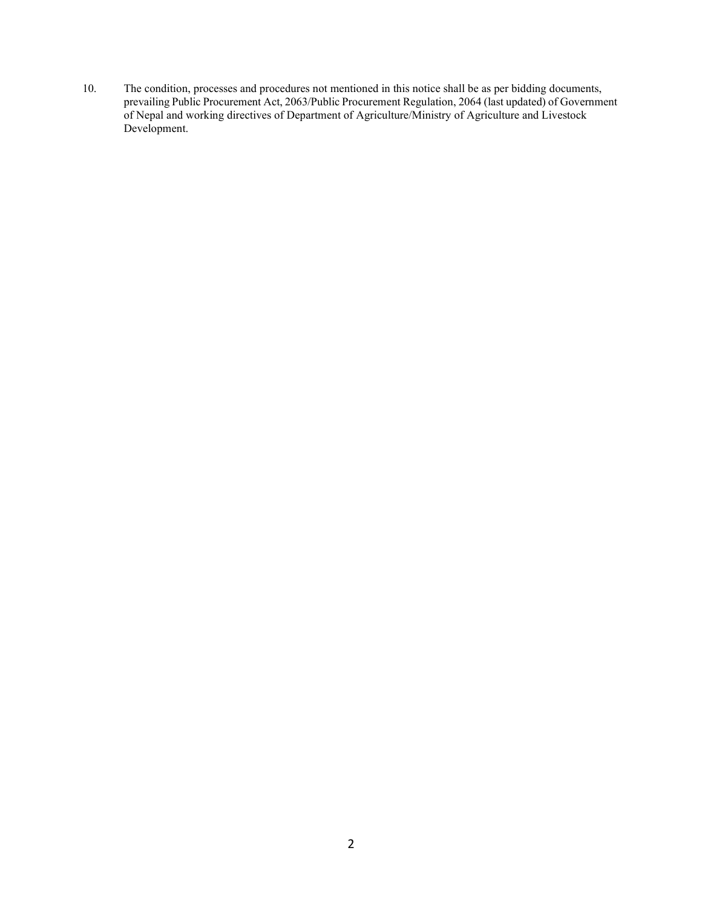10. The condition, processes and procedures not mentioned in this notice shall be as per bidding documents, prevailing Public Procurement Act, 2063/Public Procurement Regulation, 2064 (last updated) of Government of Nepal and working directives of Department of Agriculture/Ministry of Agriculture and Livestock Development.